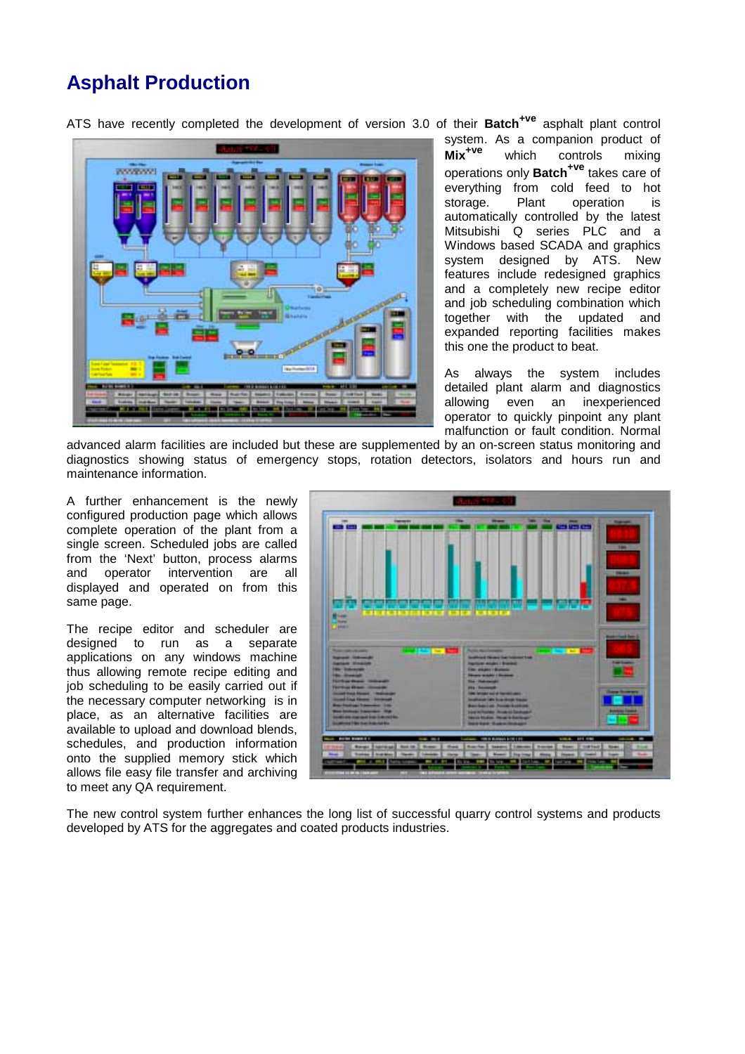# Asphalt Production

ATS have recently completed the development of version 3.0 of their **Batch**$^{+ve}$ asphalt plant control system. As a companion product of **Mix**$^{+ve}$ which controls mixing operations only **Batch**$^{+ve}$ takes care of everything from cold feed to hot storage. Plant operation is automatically controlled by the latest Mitsubishi Q series PLC and a Windows based SCADA and graphics system designed by ATS. New features include redesigned graphics and a completely new recipe editor and job scheduling combination which together with the updated and expanded reporting facilities makes this one the product to beat.

As always the system includes detailed plant alarm and diagnostics allowing even an inexperienced operator to quickly pinpoint any plant malfunction or fault condition. Normal advanced alarm facilities are included but these are supplemented by an on-screen status monitoring and diagnostics showing status of emergency stops, rotation detectors, isolators and hours run and maintenance information.

A further enhancement is the newly configured production page which allows complete operation of the plant from a single screen. Scheduled jobs are called from the 'Next' button, process alarms and operator intervention are all displayed and operated on from this same page.

The recipe editor and scheduler are designed to run as a separate applications on any windows machine thus allowing remote recipe editing and job scheduling to be easily carried out if the necessary computer networking is in place, as an alternative facilities are available to upload and download blends, schedules, and production information onto the supplied memory stick which allows file easy file transfer and archiving to meet any QA requirement.

The new control system further enhances the long list of successful quarry control systems and products developed by ATS for the aggregates and coated products industries.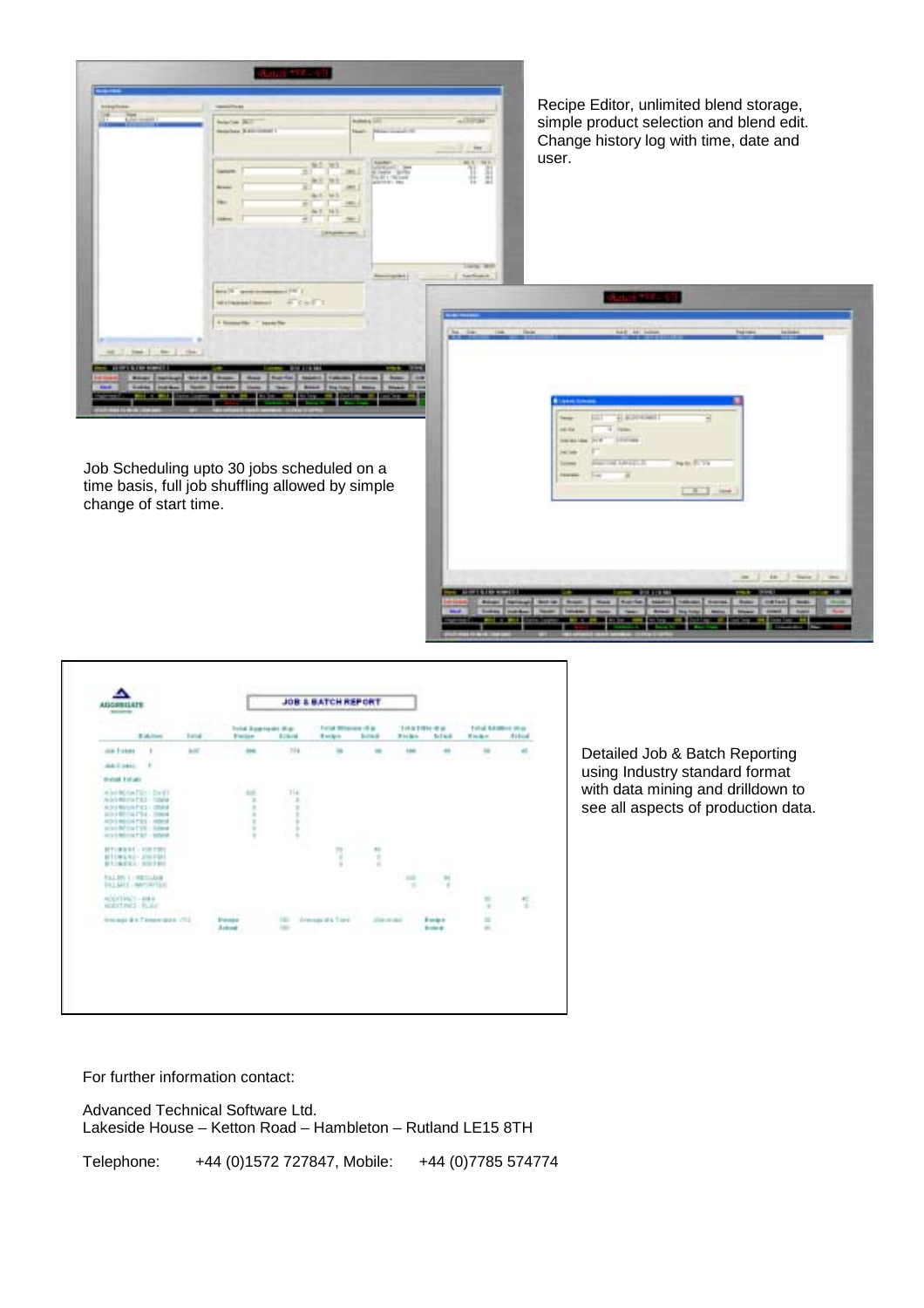Recipe Editor, unlimited blend storage, simple product selection and blend edit. Change history log with time, date and user.

Job Scheduling upto 30 jobs scheduled on a time basis, full job shuffling allowed by simple change of start time.

Detailed Job & Batch Reporting using Industry standard format with data mining and drilldown to see all aspects of production data.

For further information contact:

Advanced Technical Software Ltd.
Lakeside House – Ketton Road – Hambleton – Rutland LE15 8TH

Telephone: +44 (0)1572 727847, Mobile: +44 (0)7785 574774